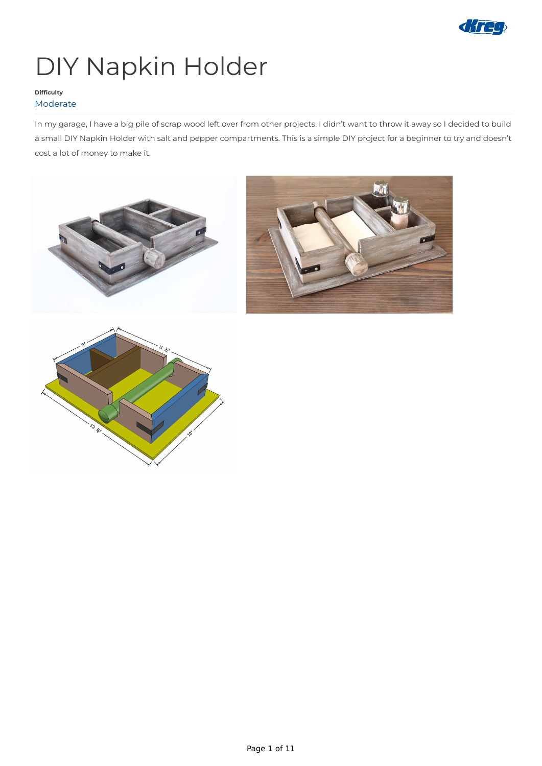# DIY Napkin Holder

**Difficulty**

Moderate

In my garage, I have a big pile of scrap wood left over from other projects. I didn't want to throw it away so I decided to build a small DIY Napkin Holder with salt and pepper compartments. This is a simple DIY project for a beginner to try and doesn't cost a lot of money to make it.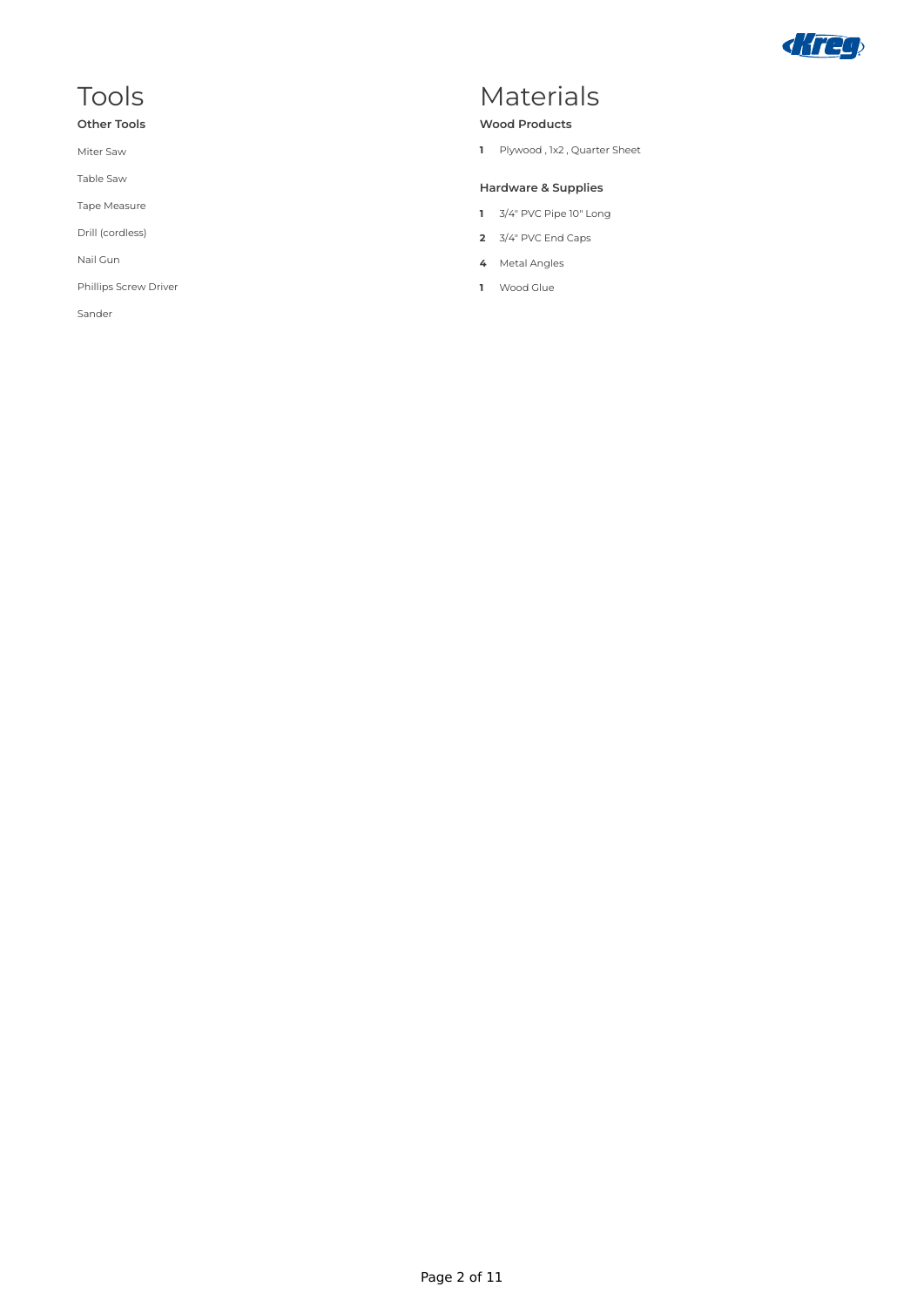# Tools

### Other Tools

Miter Saw

Table Saw

Tape Measure

Drill (cordless)

Nail Gun

Phillips Screw Driver

Sander

# Materials

### Wood Products

**1** Plywood , 1x2 , Quarter Sheet

### Hardware & Supplies

**1** 3/4" PVC Pipe 10" Long

**2** 3/4" PVC End Caps

**4** Metal Angles

**1** Wood Glue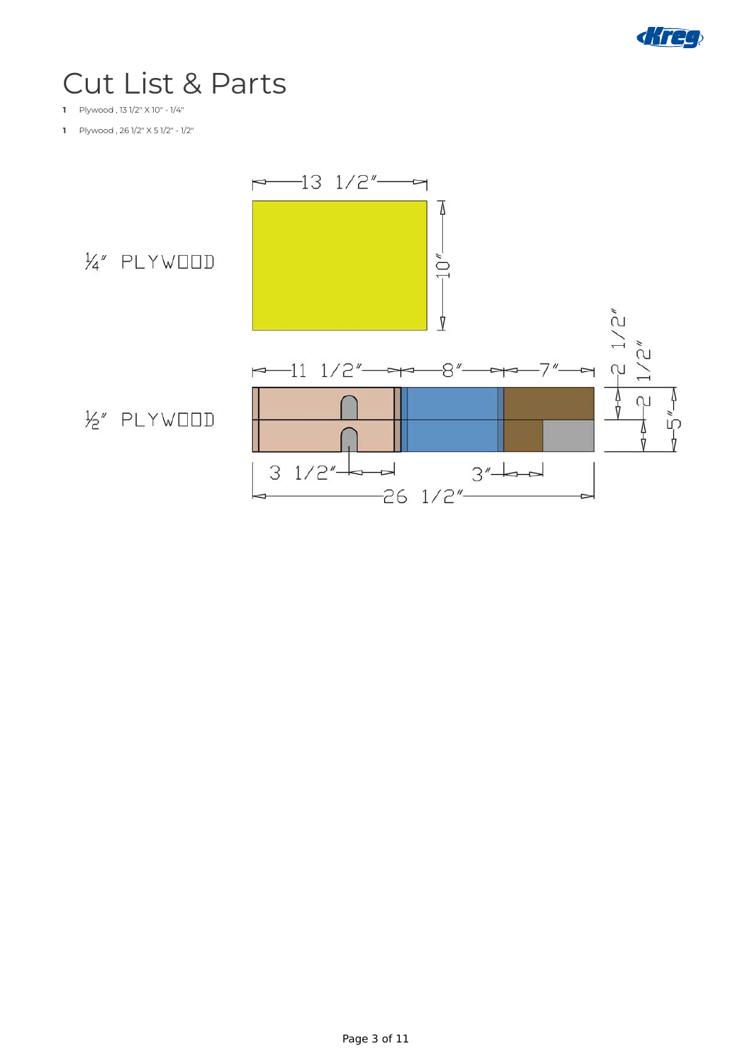# Cut List & Parts

**1** Plywood , 13 1/2" X 10" - 1/4"

**1** Plywood , 26 1/2" X 5 1/2" - 1/2"

¼″ PLYWOOD

13 1/2″

10″

½″ PLYWOOD

11 1/2″ 8″ 7″

2 1/2″

2 1/2″

2″

5″

3 1/2″

3″

26 1/2″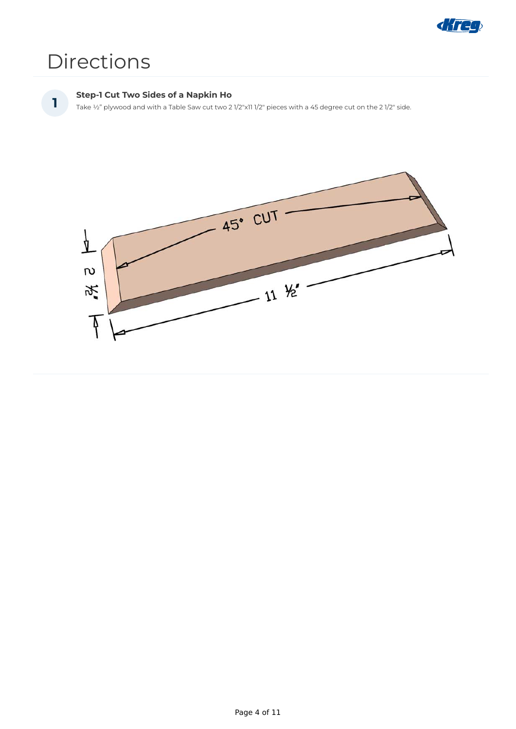# Directions

1

### Step-1 Cut Two Sides of a Napkin Ho

Take ½" plywood and with a Table Saw cut two 2 1/2"x11 1/2" pieces with a 45 degree cut on the 2 1/2" side.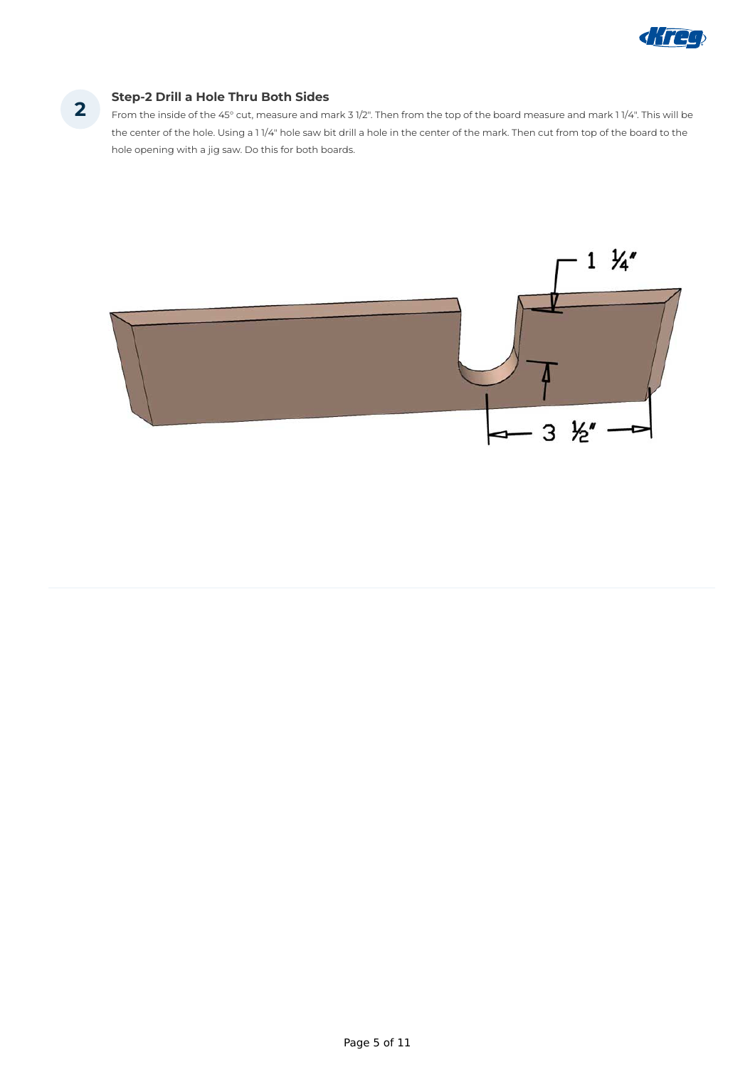## Step-2 Drill a Hole Thru Both Sides

From the inside of the 45° cut, measure and mark 3 1/2". Then from the top of the board measure and mark 1 1/4". This will be the center of the hole. Using a 1 1/4" hole saw bit drill a hole in the center of the mark. Then cut from top of the board to the hole opening with a jig saw. Do this for both boards.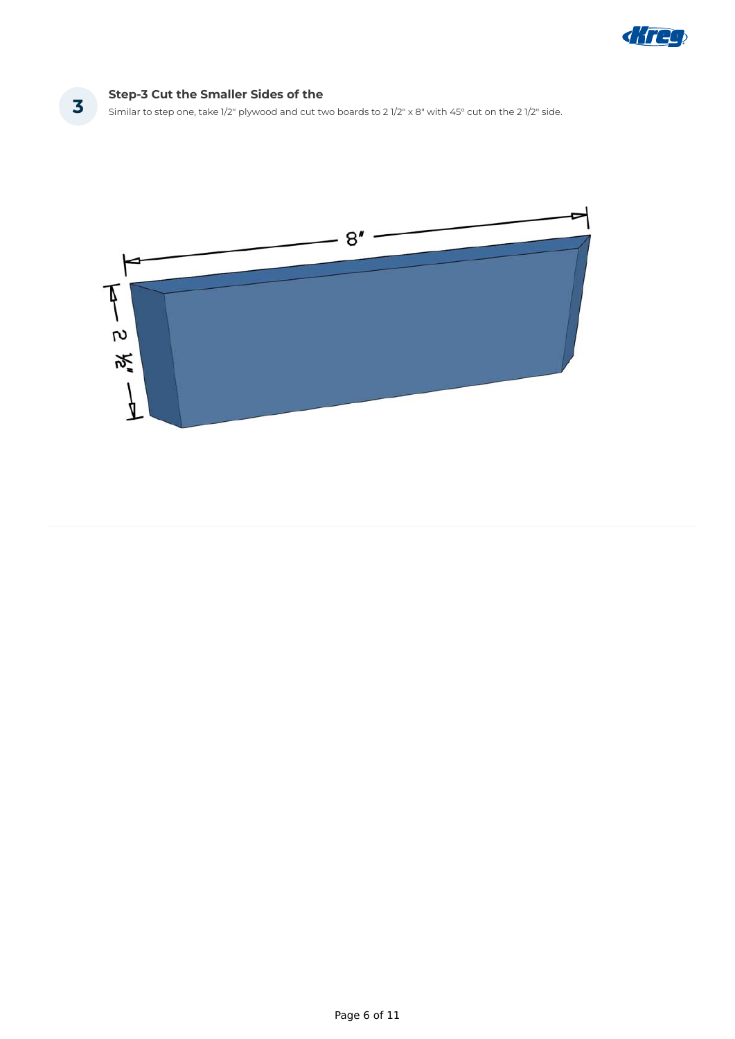### Step-3 Cut the Smaller Sides of the

Similar to step one, take 1/2" plywood and cut two boards to 2 1/2" x 8" with 45° cut on the 2 1/2" side.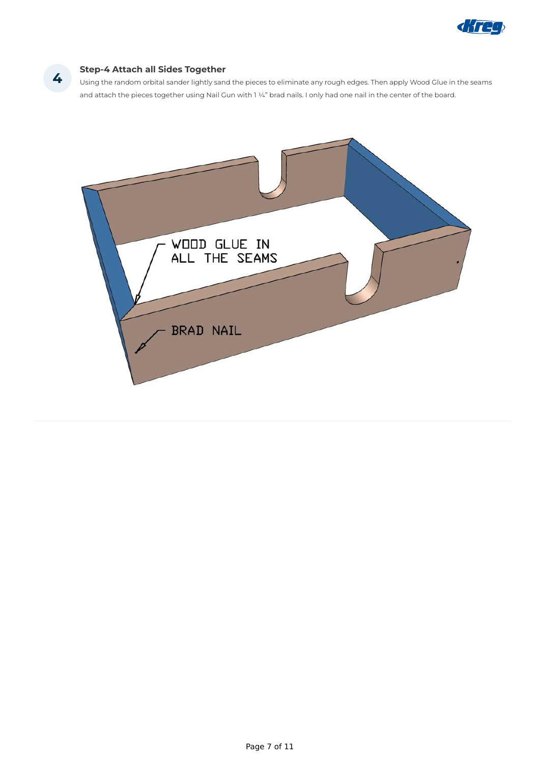4

### Step-4 Attach all Sides Together

Using the random orbital sander lightly sand the pieces to eliminate any rough edges. Then apply Wood Glue in the seams and attach the pieces together using Nail Gun with 1 ¼" brad nails. I only had one nail in the center of the board.

WOOD GLUE IN ALL THE SEAMS

BRAD NAIL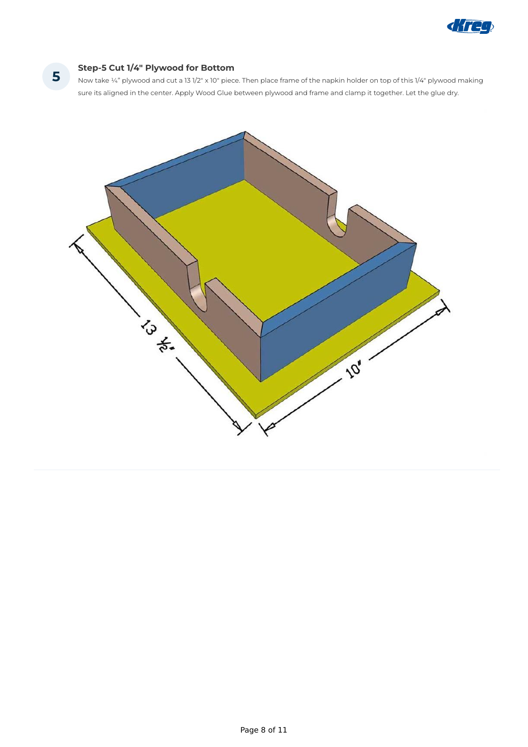## 5 Step-5 Cut 1/4" Plywood for Bottom

Now take ¼" plywood and cut a 13 1/2" x 10" piece. Then place frame of the napkin holder on top of this 1/4" plywood making sure its aligned in the center. Apply Wood Glue between plywood and frame and clamp it together. Let the glue dry.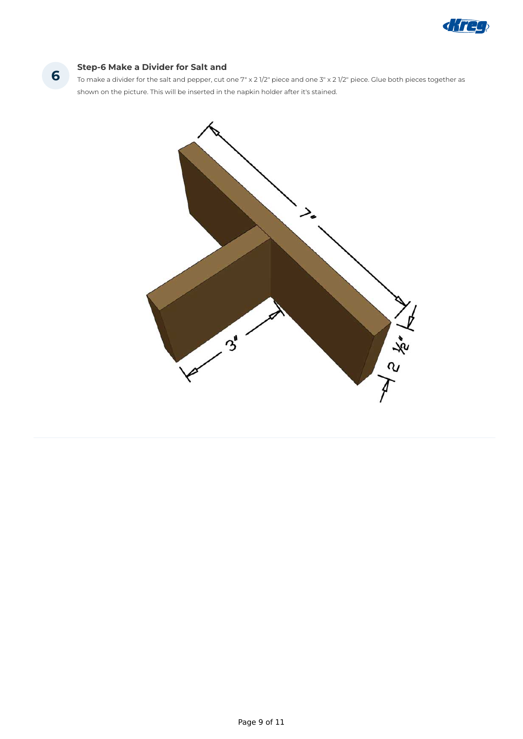## Step-6 Make a Divider for Salt and

To make a divider for the salt and pepper, cut one 7" x 2 1/2" piece and one 3" x 2 1/2" piece. Glue both pieces together as shown on the picture. This will be inserted in the napkin holder after it's stained.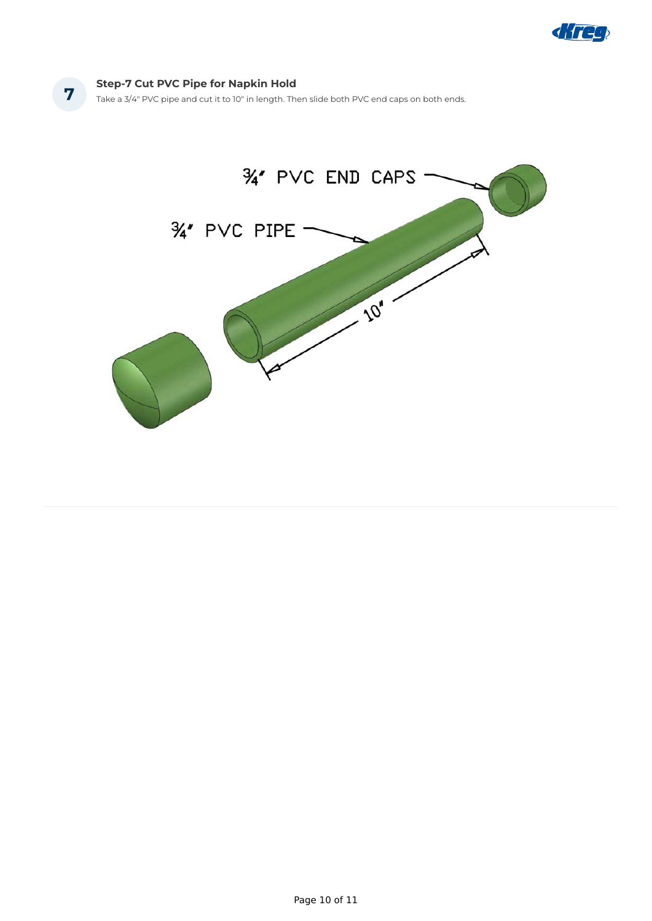## 7 Step-7 Cut PVC Pipe for Napkin Hold

Take a 3/4" PVC pipe and cut it to 10" in length. Then slide both PVC end caps on both ends.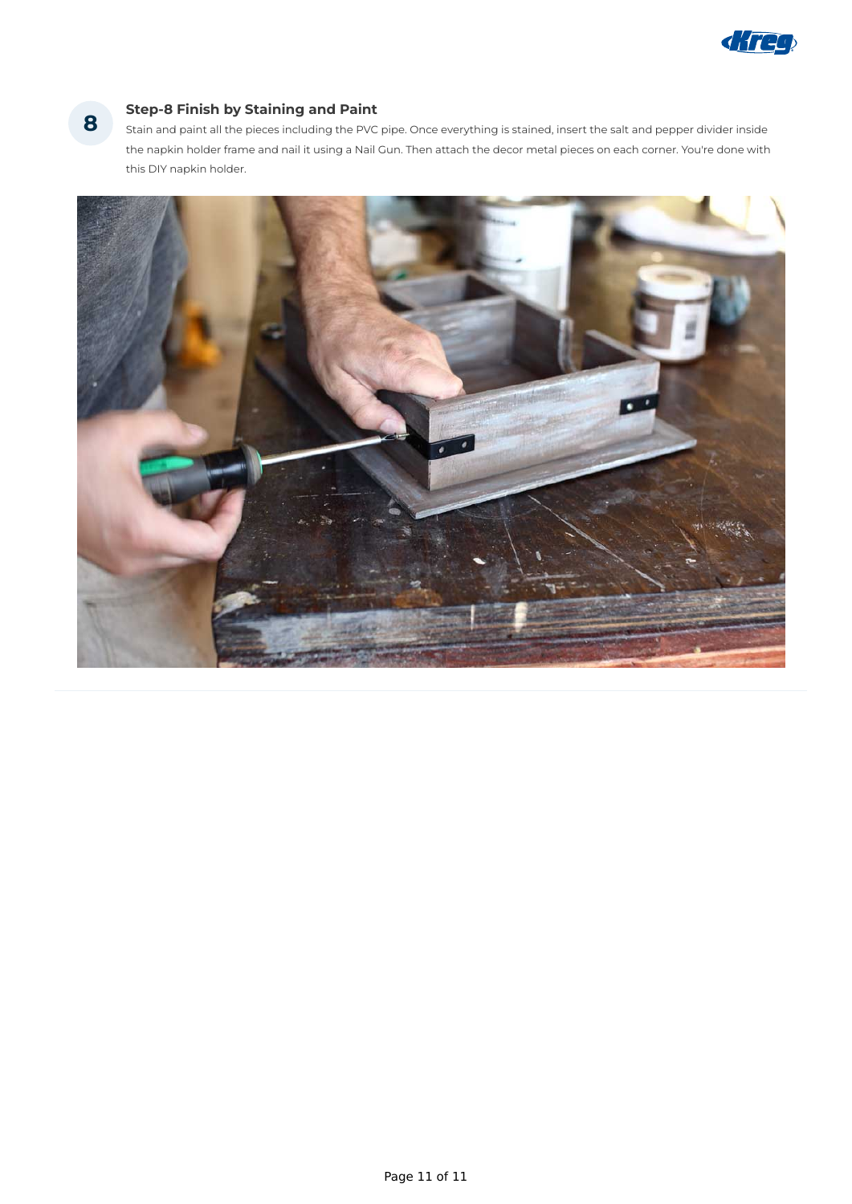8

### Step-8 Finish by Staining and Paint

Stain and paint all the pieces including the PVC pipe. Once everything is stained, insert the salt and pepper divider inside the napkin holder frame and nail it using a Nail Gun. Then attach the decor metal pieces on each corner. You're done with this DIY napkin holder.